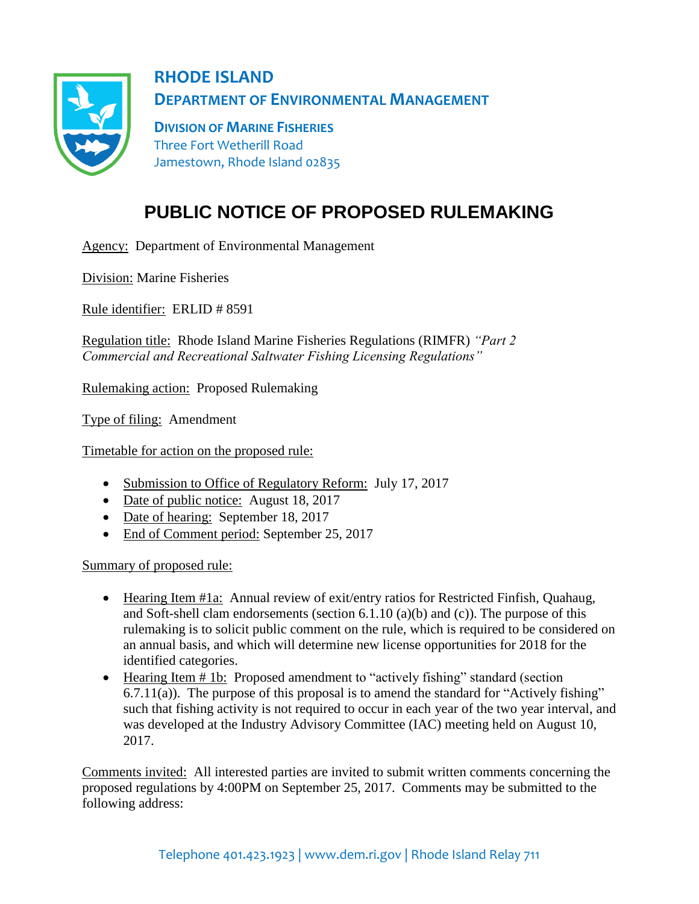# RHODE ISLAND
## DEPARTMENT OF ENVIRONMENTAL MANAGEMENT

**DIVISION OF MARINE FISHERIES**
Three Fort Wetherill Road
Jamestown, Rhode Island 02835

# PUBLIC NOTICE OF PROPOSED RULEMAKING

Agency: Department of Environmental Management

Division: Marine Fisheries

Rule identifier: ERLID # 8591

Regulation title: Rhode Island Marine Fisheries Regulations (RIMFR) *"Part 2 Commercial and Recreational Saltwater Fishing Licensing Regulations"*

Rulemaking action: Proposed Rulemaking

Type of filing: Amendment

Timetable for action on the proposed rule:

- Submission to Office of Regulatory Reform: July 17, 2017
- Date of public notice: August 18, 2017
- Date of hearing: September 18, 2017
- End of Comment period: September 25, 2017

Summary of proposed rule:

- Hearing Item #1a: Annual review of exit/entry ratios for Restricted Finfish, Quahaug, and Soft-shell clam endorsements (section 6.1.10 (a)(b) and (c)). The purpose of this rulemaking is to solicit public comment on the rule, which is required to be considered on an annual basis, and which will determine new license opportunities for 2018 for the identified categories.
- Hearing Item # 1b: Proposed amendment to "actively fishing" standard (section 6.7.11(a)). The purpose of this proposal is to amend the standard for "Actively fishing" such that fishing activity is not required to occur in each year of the two year interval, and was developed at the Industry Advisory Committee (IAC) meeting held on August 10, 2017.

Comments invited: All interested parties are invited to submit written comments concerning the proposed regulations by 4:00PM on September 25, 2017. Comments may be submitted to the following address: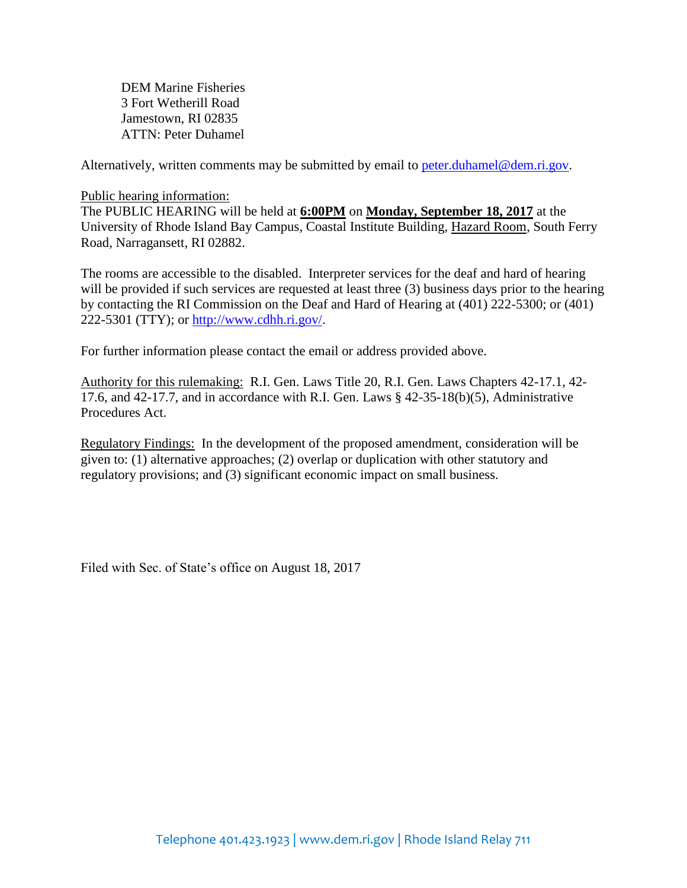DEM Marine Fisheries
3 Fort Wetherill Road
Jamestown, RI 02835
ATTN: Peter Duhamel

Alternatively, written comments may be submitted by email to peter.duhamel@dem.ri.gov.

Public hearing information:
The PUBLIC HEARING will be held at **6:00PM** on **Monday, September 18, 2017** at the University of Rhode Island Bay Campus, Coastal Institute Building, Hazard Room, South Ferry Road, Narragansett, RI 02882.

The rooms are accessible to the disabled. Interpreter services for the deaf and hard of hearing will be provided if such services are requested at least three (3) business days prior to the hearing by contacting the RI Commission on the Deaf and Hard of Hearing at (401) 222-5300; or (401) 222-5301 (TTY); or http://www.cdhh.ri.gov/.

For further information please contact the email or address provided above.

Authority for this rulemaking: R.I. Gen. Laws Title 20, R.I. Gen. Laws Chapters 42-17.1, 42-17.6, and 42-17.7, and in accordance with R.I. Gen. Laws § 42-35-18(b)(5), Administrative Procedures Act.

Regulatory Findings: In the development of the proposed amendment, consideration will be given to: (1) alternative approaches; (2) overlap or duplication with other statutory and regulatory provisions; and (3) significant economic impact on small business.

Filed with Sec. of State's office on August 18, 2017